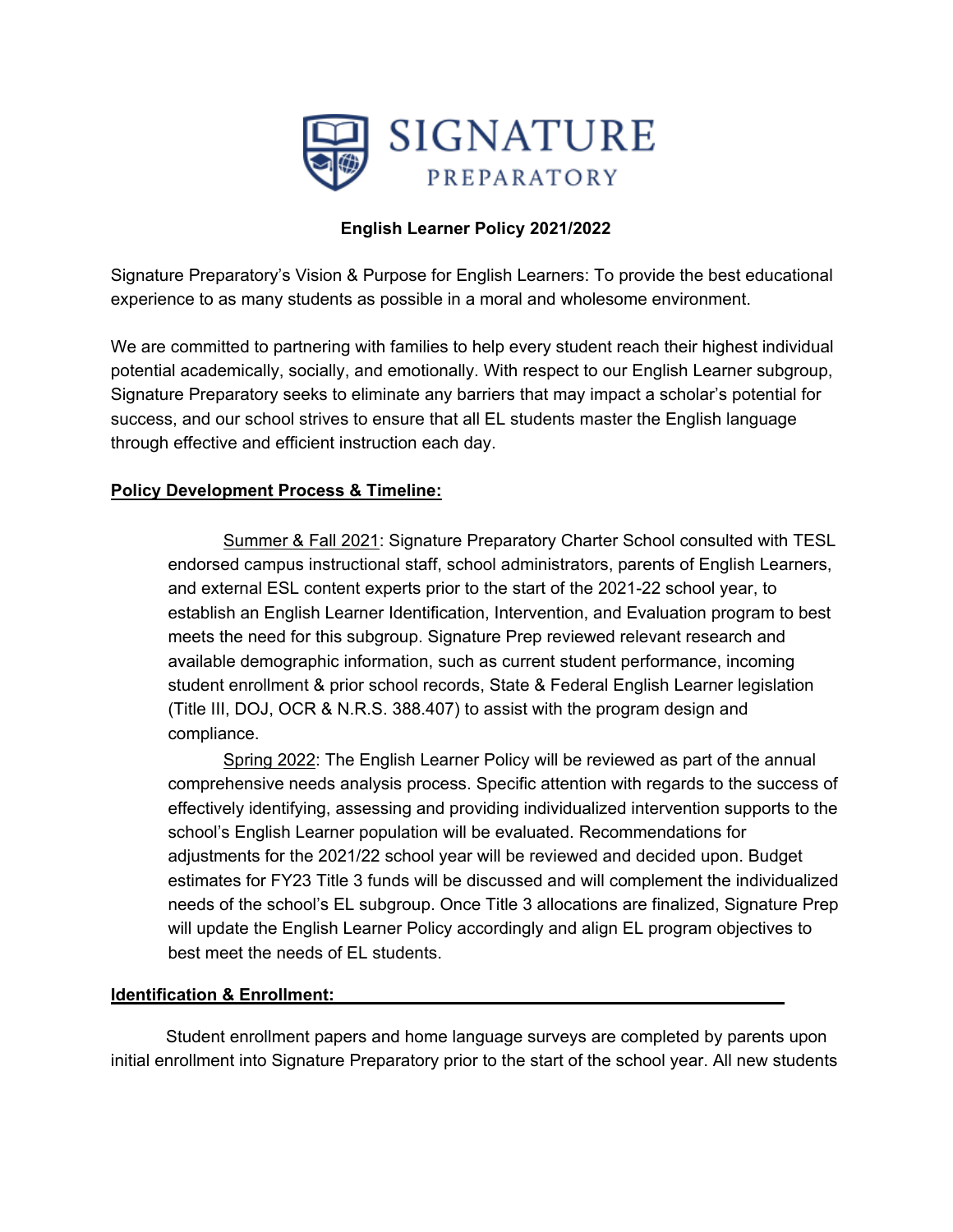SIGNATURE

PREPARATORY

**English Learner Policy 2021/2022**

Signature Preparatory's Vision & Purpose for English Learners: To provide the best educational experience to as many students as possible in a moral and wholesome environment.

We are committed to partnering with families to help every student reach their highest individual potential academically, socially, and emotionally. With respect to our English Learner subgroup, Signature Preparatory seeks to eliminate any barriers that may impact a scholar's potential for success, and our school strives to ensure that all EL students master the English language through effective and efficient instruction each day.

**Policy Development Process & Timeline:**

Summer & Fall 2021: Signature Preparatory Charter School consulted with TESL endorsed campus instructional staff, school administrators, parents of English Learners, and external ESL content experts prior to the start of the 2021-22 school year, to establish an English Learner Identification, Intervention, and Evaluation program to best meets the need for this subgroup. Signature Prep reviewed relevant research and available demographic information, such as current student performance, incoming student enrollment & prior school records, State & Federal English Learner legislation (Title III, DOJ, OCR & N.R.S. 388.407) to assist with the program design and compliance.

Spring 2022: The English Learner Policy will be reviewed as part of the annual comprehensive needs analysis process. Specific attention with regards to the success of effectively identifying, assessing and providing individualized intervention supports to the school's English Learner population will be evaluated. Recommendations for adjustments for the 2021/22 school year will be reviewed and decided upon. Budget estimates for FY23 Title 3 funds will be discussed and will complement the individualized needs of the school's EL subgroup. Once Title 3 allocations are finalized, Signature Prep will update the English Learner Policy accordingly and align EL program objectives to best meet the needs of EL students.

**Identification & Enrollment:**

Student enrollment papers and home language surveys are completed by parents upon initial enrollment into Signature Preparatory prior to the start of the school year. All new students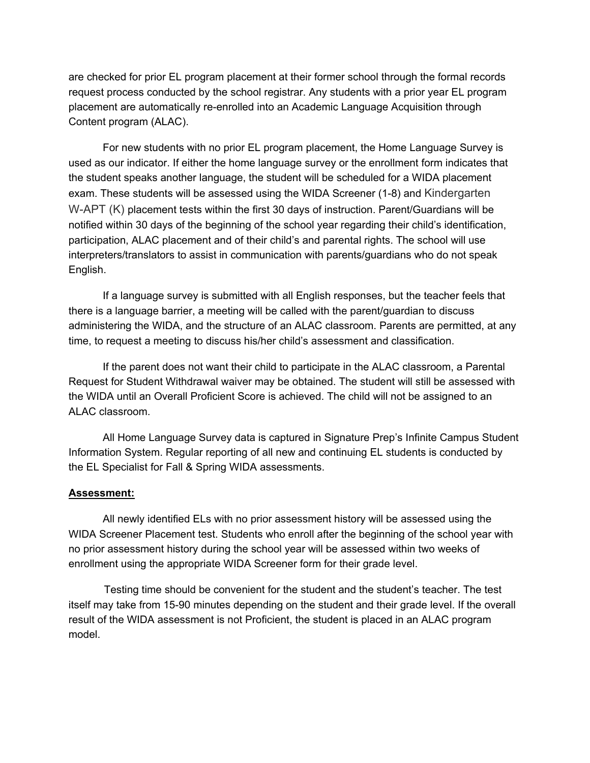are checked for prior EL program placement at their former school through the formal records request process conducted by the school registrar. Any students with a prior year EL program placement are automatically re-enrolled into an Academic Language Acquisition through Content program (ALAC).

For new students with no prior EL program placement, the Home Language Survey is used as our indicator. If either the home language survey or the enrollment form indicates that the student speaks another language, the student will be scheduled for a WIDA placement exam. These students will be assessed using the WIDA Screener (1-8) and Kindergarten W-APT (K) placement tests within the first 30 days of instruction. Parent/Guardians will be notified within 30 days of the beginning of the school year regarding their child's identification, participation, ALAC placement and of their child's and parental rights. The school will use interpreters/translators to assist in communication with parents/guardians who do not speak English.

If a language survey is submitted with all English responses, but the teacher feels that there is a language barrier, a meeting will be called with the parent/guardian to discuss administering the WIDA, and the structure of an ALAC classroom. Parents are permitted, at any time, to request a meeting to discuss his/her child's assessment and classification.

If the parent does not want their child to participate in the ALAC classroom, a Parental Request for Student Withdrawal waiver may be obtained. The student will still be assessed with the WIDA until an Overall Proficient Score is achieved. The child will not be assigned to an ALAC classroom.

All Home Language Survey data is captured in Signature Prep's Infinite Campus Student Information System. Regular reporting of all new and continuing EL students is conducted by the EL Specialist for Fall & Spring WIDA assessments.

**Assessment:**

All newly identified ELs with no prior assessment history will be assessed using the WIDA Screener Placement test. Students who enroll after the beginning of the school year with no prior assessment history during the school year will be assessed within two weeks of enrollment using the appropriate WIDA Screener form for their grade level.

Testing time should be convenient for the student and the student's teacher. The test itself may take from 15-90 minutes depending on the student and their grade level. If the overall result of the WIDA assessment is not Proficient, the student is placed in an ALAC program model.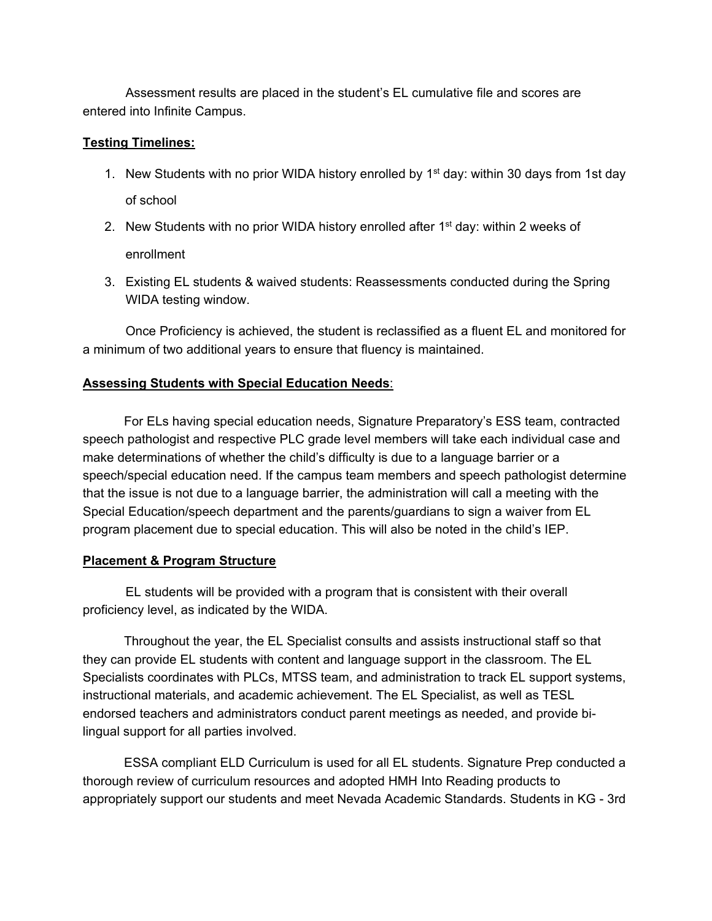Assessment results are placed in the student's EL cumulative file and scores are entered into Infinite Campus.

**Testing Timelines:**

1. New Students with no prior WIDA history enrolled by 1st day: within 30 days from 1st day of school
2. New Students with no prior WIDA history enrolled after 1st day: within 2 weeks of enrollment
3. Existing EL students & waived students: Reassessments conducted during the Spring WIDA testing window.

Once Proficiency is achieved, the student is reclassified as a fluent EL and monitored for a minimum of two additional years to ensure that fluency is maintained.

**Assessing Students with Special Education Needs**:

For ELs having special education needs, Signature Preparatory's ESS team, contracted speech pathologist and respective PLC grade level members will take each individual case and make determinations of whether the child's difficulty is due to a language barrier or a speech/special education need. If the campus team members and speech pathologist determine that the issue is not due to a language barrier, the administration will call a meeting with the Special Education/speech department and the parents/guardians to sign a waiver from EL program placement due to special education. This will also be noted in the child's IEP.

**Placement & Program Structure**

EL students will be provided with a program that is consistent with their overall proficiency level, as indicated by the WIDA.

Throughout the year, the EL Specialist consults and assists instructional staff so that they can provide EL students with content and language support in the classroom. The EL Specialists coordinates with PLCs, MTSS team, and administration to track EL support systems, instructional materials, and academic achievement. The EL Specialist, as well as TESL endorsed teachers and administrators conduct parent meetings as needed, and provide bi-lingual support for all parties involved.

ESSA compliant ELD Curriculum is used for all EL students. Signature Prep conducted a thorough review of curriculum resources and adopted HMH Into Reading products to appropriately support our students and meet Nevada Academic Standards. Students in KG - 3rd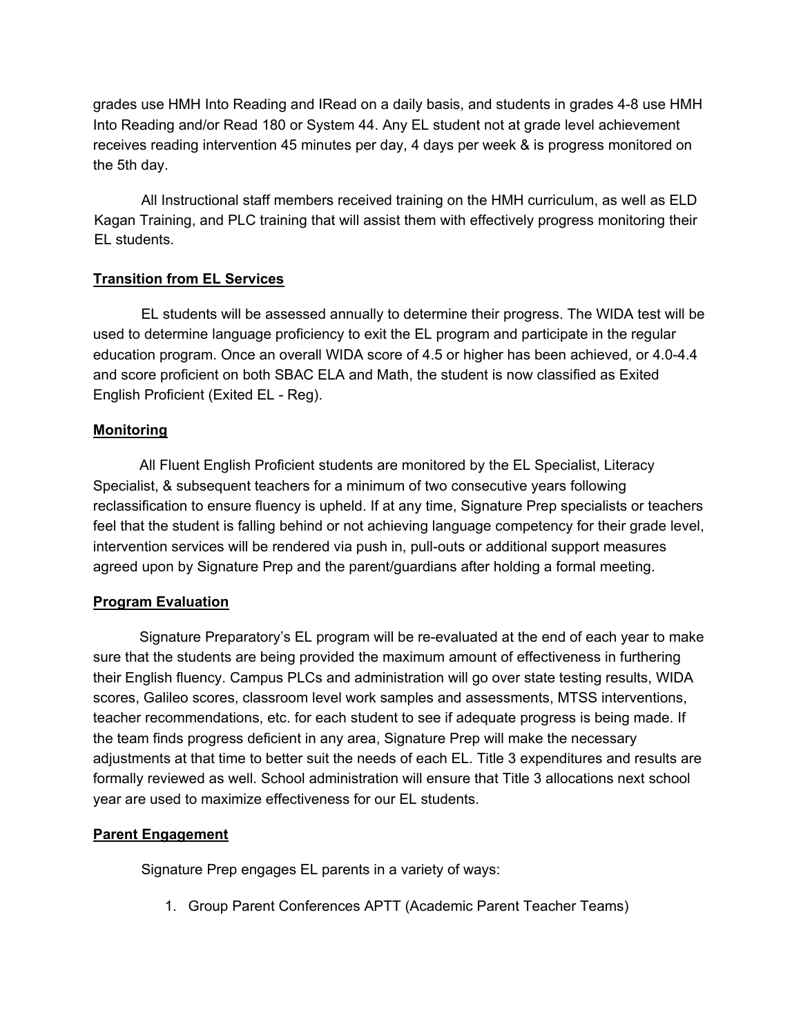grades use HMH Into Reading and IRead on a daily basis, and students in grades 4-8 use HMH Into Reading and/or Read 180 or System 44. Any EL student not at grade level achievement receives reading intervention 45 minutes per day, 4 days per week & is progress monitored on the 5th day.

All Instructional staff members received training on the HMH curriculum, as well as ELD Kagan Training, and PLC training that will assist them with effectively progress monitoring their EL students.

**Transition from EL Services**

EL students will be assessed annually to determine their progress. The WIDA test will be used to determine language proficiency to exit the EL program and participate in the regular education program. Once an overall WIDA score of 4.5 or higher has been achieved, or 4.0-4.4 and score proficient on both SBAC ELA and Math, the student is now classified as Exited English Proficient (Exited EL - Reg).

**Monitoring**

All Fluent English Proficient students are monitored by the EL Specialist, Literacy Specialist, & subsequent teachers for a minimum of two consecutive years following reclassification to ensure fluency is upheld. If at any time, Signature Prep specialists or teachers feel that the student is falling behind or not achieving language competency for their grade level, intervention services will be rendered via push in, pull-outs or additional support measures agreed upon by Signature Prep and the parent/guardians after holding a formal meeting.

**Program Evaluation**

Signature Preparatory's EL program will be re-evaluated at the end of each year to make sure that the students are being provided the maximum amount of effectiveness in furthering their English fluency. Campus PLCs and administration will go over state testing results, WIDA scores, Galileo scores, classroom level work samples and assessments, MTSS interventions, teacher recommendations, etc. for each student to see if adequate progress is being made. If the team finds progress deficient in any area, Signature Prep will make the necessary adjustments at that time to better suit the needs of each EL. Title 3 expenditures and results are formally reviewed as well. School administration will ensure that Title 3 allocations next school year are used to maximize effectiveness for our EL students.

**Parent Engagement**

Signature Prep engages EL parents in a variety of ways:

1. Group Parent Conferences APTT (Academic Parent Teacher Teams)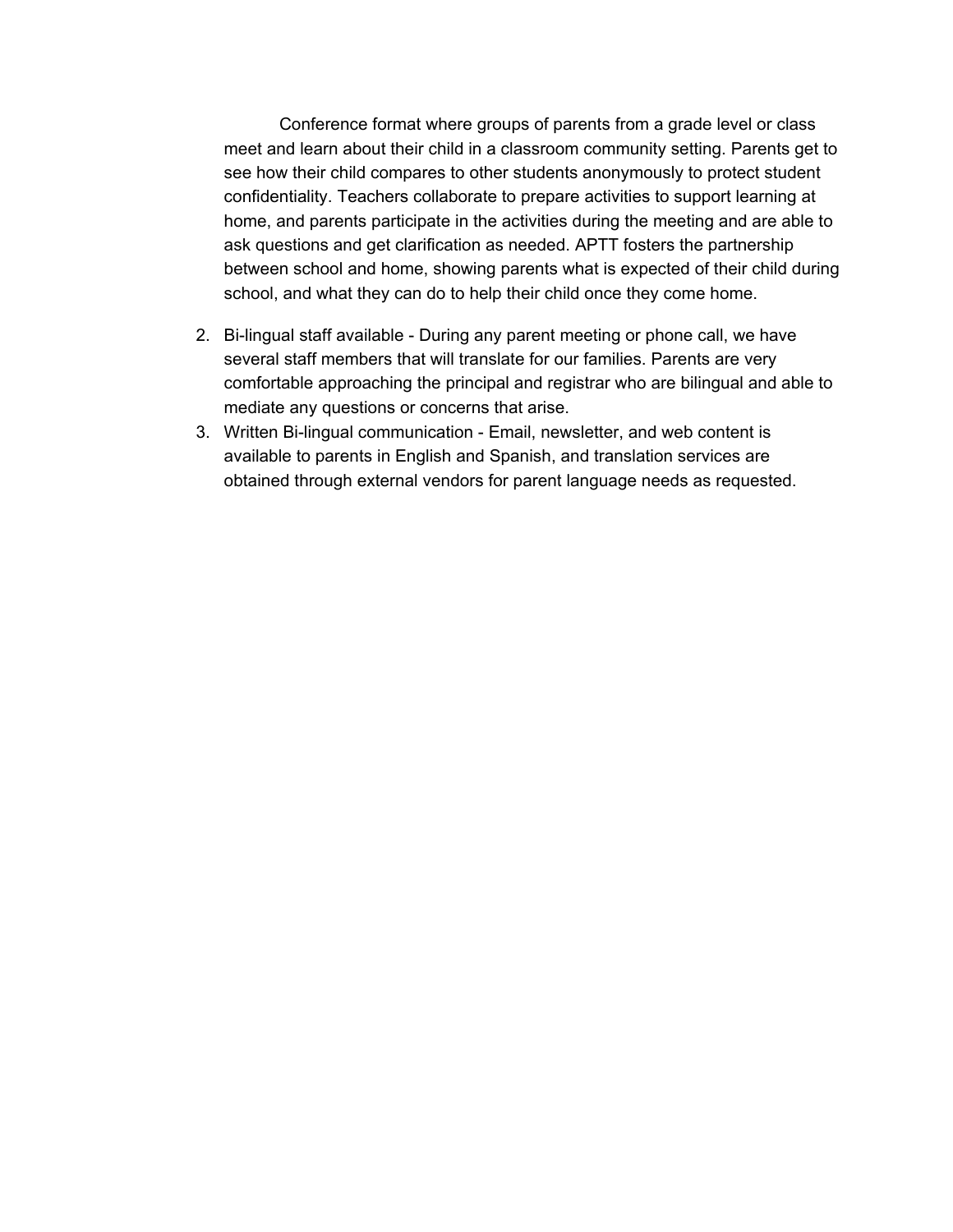Conference format where groups of parents from a grade level or class meet and learn about their child in a classroom community setting. Parents get to see how their child compares to other students anonymously to protect student confidentiality. Teachers collaborate to prepare activities to support learning at home, and parents participate in the activities during the meeting and are able to ask questions and get clarification as needed. APTT fosters the partnership between school and home, showing parents what is expected of their child during school, and what they can do to help their child once they come home.

2. Bi-lingual staff available - During any parent meeting or phone call, we have several staff members that will translate for our families. Parents are very comfortable approaching the principal and registrar who are bilingual and able to mediate any questions or concerns that arise.
3. Written Bi-lingual communication - Email, newsletter, and web content is available to parents in English and Spanish, and translation services are obtained through external vendors for parent language needs as requested.